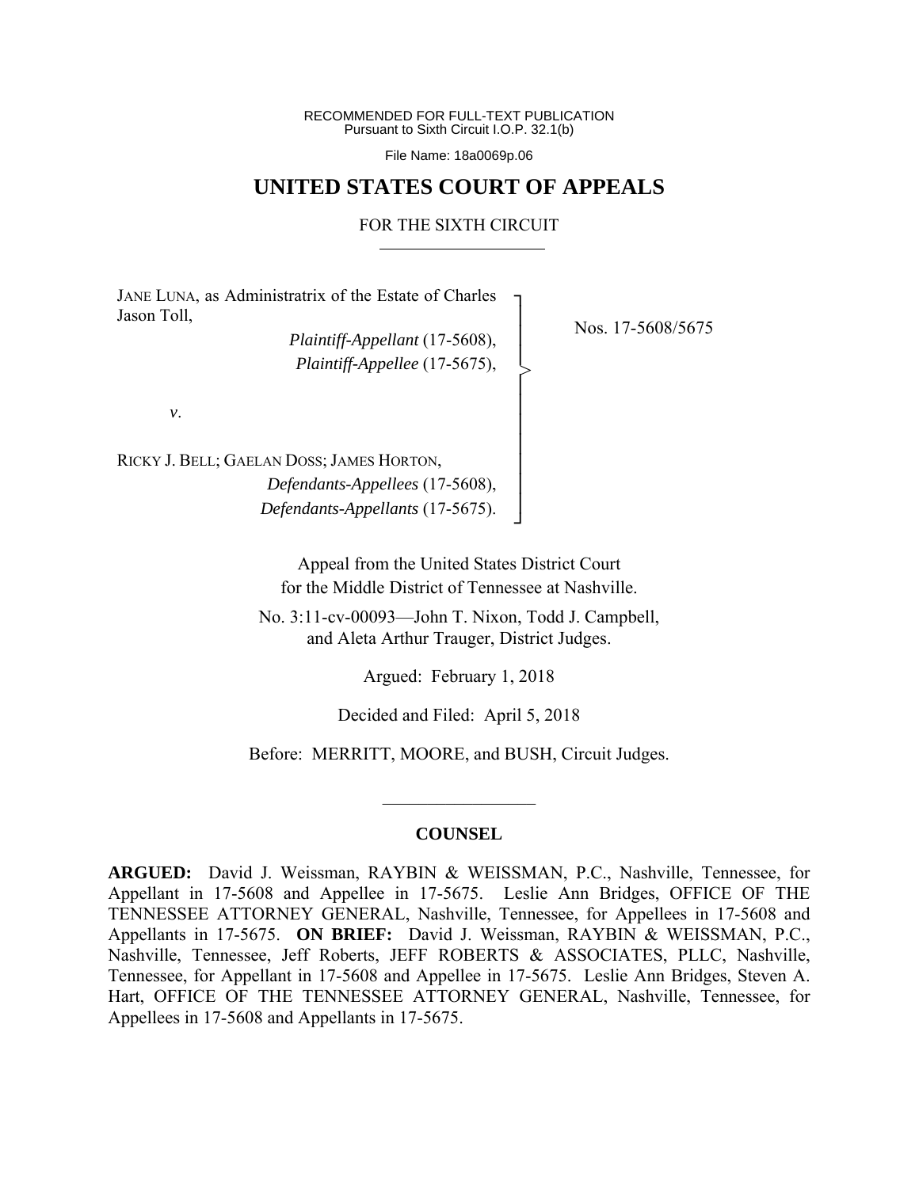RECOMMENDED FOR FULL-TEXT PUBLICATION
Pursuant to Sixth Circuit I.O.P. 32.1(b)

File Name: 18a0069p.06

# UNITED STATES COURT OF APPEALS

## FOR THE SIXTH CIRCUIT

JANE LUNA, as Administratrix of the Estate of Charles Jason Toll,

*Plaintiff-Appellant* (17-5608),
*Plaintiff-Appellee* (17-5675),

*v*.

RICKY J. BELL; GAELAN DOSS; JAMES HORTON,

*Defendants-Appellees* (17-5608),
*Defendants-Appellants* (17-5675).

Nos. 17-5608/5675

Appeal from the United States District Court
for the Middle District of Tennessee at Nashville.

No. 3:11-cv-00093—John T. Nixon, Todd J. Campbell, and Aleta Arthur Trauger, District Judges.

Argued: February 1, 2018

Decided and Filed: April 5, 2018

Before: MERRITT, MOORE, and BUSH, Circuit Judges.

---

### COUNSEL

**ARGUED:** David J. Weissman, RAYBIN & WEISSMAN, P.C., Nashville, Tennessee, for Appellant in 17-5608 and Appellee in 17-5675. Leslie Ann Bridges, OFFICE OF THE TENNESSEE ATTORNEY GENERAL, Nashville, Tennessee, for Appellees in 17-5608 and Appellants in 17-5675. **ON BRIEF:** David J. Weissman, RAYBIN & WEISSMAN, P.C., Nashville, Tennessee, Jeff Roberts, JEFF ROBERTS & ASSOCIATES, PLLC, Nashville, Tennessee, for Appellant in 17-5608 and Appellee in 17-5675. Leslie Ann Bridges, Steven A. Hart, OFFICE OF THE TENNESSEE ATTORNEY GENERAL, Nashville, Tennessee, for Appellees in 17-5608 and Appellants in 17-5675.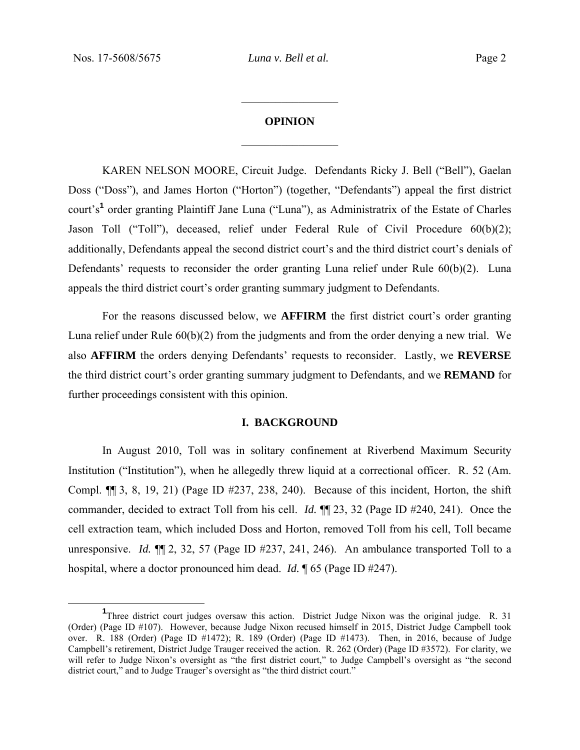## OPINION

KAREN NELSON MOORE, Circuit Judge. Defendants Ricky J. Bell ("Bell"), Gaelan Doss ("Doss"), and James Horton ("Horton") (together, "Defendants") appeal the first district court's[1] order granting Plaintiff Jane Luna ("Luna"), as Administratrix of the Estate of Charles Jason Toll ("Toll"), deceased, relief under Federal Rule of Civil Procedure 60(b)(2); additionally, Defendants appeal the second district court's and the third district court's denials of Defendants' requests to reconsider the order granting Luna relief under Rule 60(b)(2). Luna appeals the third district court's order granting summary judgment to Defendants.

For the reasons discussed below, we **AFFIRM** the first district court's order granting Luna relief under Rule 60(b)(2) from the judgments and from the order denying a new trial. We also **AFFIRM** the orders denying Defendants' requests to reconsider. Lastly, we **REVERSE** the third district court's order granting summary judgment to Defendants, and we **REMAND** for further proceedings consistent with this opinion.

### I. BACKGROUND

In August 2010, Toll was in solitary confinement at Riverbend Maximum Security Institution ("Institution"), when he allegedly threw liquid at a correctional officer. R. 52 (Am. Compl. ¶¶ 3, 8, 19, 21) (Page ID #237, 238, 240). Because of this incident, Horton, the shift commander, decided to extract Toll from his cell. *Id.* ¶¶ 23, 32 (Page ID #240, 241). Once the cell extraction team, which included Doss and Horton, removed Toll from his cell, Toll became unresponsive. *Id.* ¶¶ 2, 32, 57 (Page ID #237, 241, 246). An ambulance transported Toll to a hospital, where a doctor pronounced him dead. *Id.* ¶ 65 (Page ID #247).

[1] Three district court judges oversaw this action. District Judge Nixon was the original judge. R. 31 (Order) (Page ID #107). However, because Judge Nixon recused himself in 2015, District Judge Campbell took over. R. 188 (Order) (Page ID #1472); R. 189 (Order) (Page ID #1473). Then, in 2016, because of Judge Campbell's retirement, District Judge Trauger received the action. R. 262 (Order) (Page ID #3572). For clarity, we will refer to Judge Nixon's oversight as "the first district court," to Judge Campbell's oversight as "the second district court," and to Judge Trauger's oversight as "the third district court."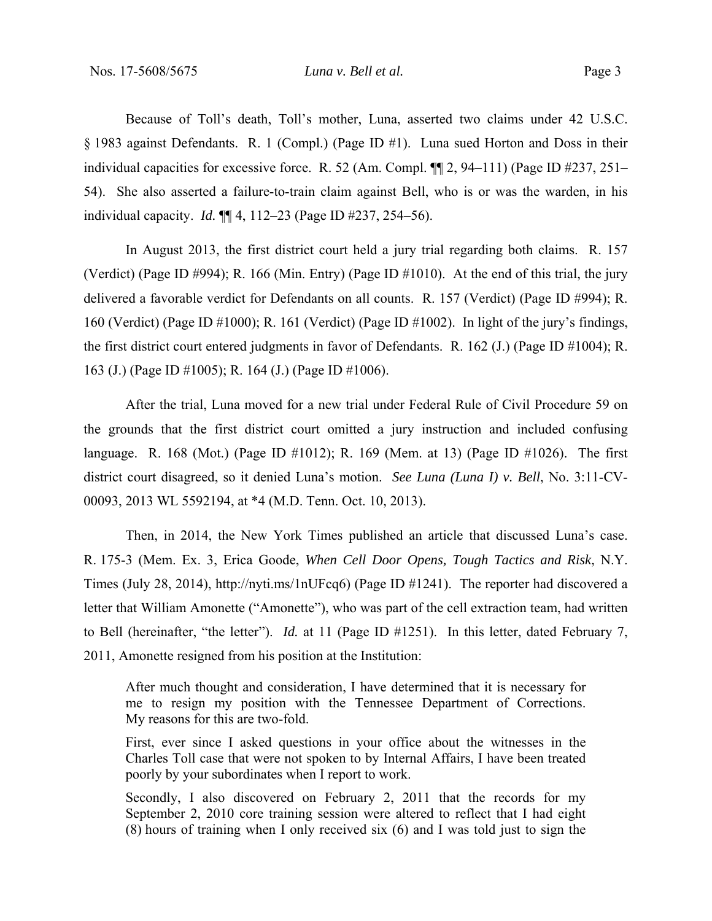Because of Toll's death, Toll's mother, Luna, asserted two claims under 42 U.S.C. § 1983 against Defendants. R. 1 (Compl.) (Page ID #1). Luna sued Horton and Doss in their individual capacities for excessive force. R. 52 (Am. Compl. ¶¶ 2, 94–111) (Page ID #237, 251–54). She also asserted a failure-to-train claim against Bell, who is or was the warden, in his individual capacity. *Id.* ¶¶ 4, 112–23 (Page ID #237, 254–56).

In August 2013, the first district court held a jury trial regarding both claims. R. 157 (Verdict) (Page ID #994); R. 166 (Min. Entry) (Page ID #1010). At the end of this trial, the jury delivered a favorable verdict for Defendants on all counts. R. 157 (Verdict) (Page ID #994); R. 160 (Verdict) (Page ID #1000); R. 161 (Verdict) (Page ID #1002). In light of the jury's findings, the first district court entered judgments in favor of Defendants. R. 162 (J.) (Page ID #1004); R. 163 (J.) (Page ID #1005); R. 164 (J.) (Page ID #1006).

After the trial, Luna moved for a new trial under Federal Rule of Civil Procedure 59 on the grounds that the first district court omitted a jury instruction and included confusing language. R. 168 (Mot.) (Page ID #1012); R. 169 (Mem. at 13) (Page ID #1026). The first district court disagreed, so it denied Luna's motion. *See Luna (Luna I) v. Bell*, No. 3:11-CV-00093, 2013 WL 5592194, at *4 (M.D. Tenn. Oct. 10, 2013).

Then, in 2014, the New York Times published an article that discussed Luna's case. R. 175-3 (Mem. Ex. 3, Erica Goode, *When Cell Door Opens, Tough Tactics and Risk*, N.Y. Times (July 28, 2014), http://nyti.ms/1nUFcq6) (Page ID #1241). The reporter had discovered a letter that William Amonette ("Amonette"), who was part of the cell extraction team, had written to Bell (hereinafter, "the letter"). *Id.* at 11 (Page ID #1251). In this letter, dated February 7, 2011, Amonette resigned from his position at the Institution:

> After much thought and consideration, I have determined that it is necessary for me to resign my position with the Tennessee Department of Corrections. My reasons for this are two-fold.
>
> First, ever since I asked questions in your office about the witnesses in the Charles Toll case that were not spoken to by Internal Affairs, I have been treated poorly by your subordinates when I report to work.
>
> Secondly, I also discovered on February 2, 2011 that the records for my September 2, 2010 core training session were altered to reflect that I had eight (8) hours of training when I only received six (6) and I was told just to sign the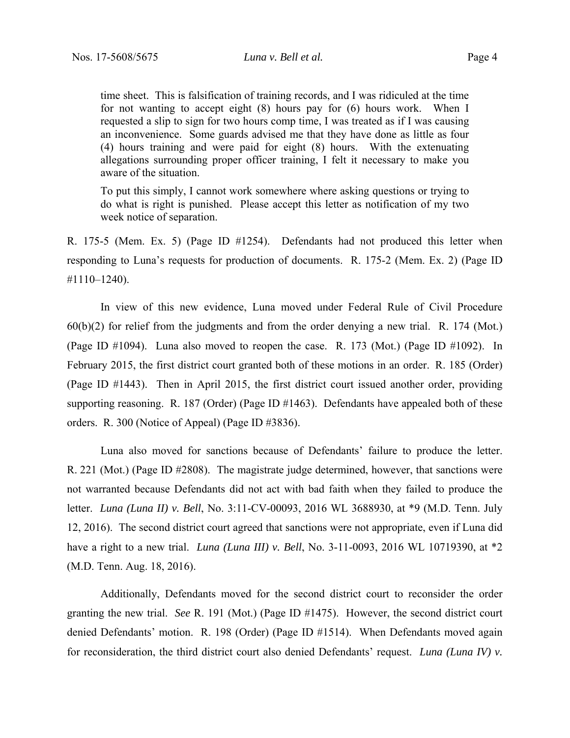> time sheet. This is falsification of training records, and I was ridiculed at the time for not wanting to accept eight (8) hours pay for (6) hours work. When I requested a slip to sign for two hours comp time, I was treated as if I was causing an inconvenience. Some guards advised me that they have done as little as four (4) hours training and were paid for eight (8) hours. With the extenuating allegations surrounding proper officer training, I felt it necessary to make you aware of the situation.
>
> To put this simply, I cannot work somewhere where asking questions or trying to do what is right is punished. Please accept this letter as notification of my two week notice of separation.

R. 175-5 (Mem. Ex. 5) (Page ID #1254). Defendants had not produced this letter when responding to Luna's requests for production of documents. R. 175-2 (Mem. Ex. 2) (Page ID #1110–1240).

In view of this new evidence, Luna moved under Federal Rule of Civil Procedure 60(b)(2) for relief from the judgments and from the order denying a new trial. R. 174 (Mot.) (Page ID #1094). Luna also moved to reopen the case. R. 173 (Mot.) (Page ID #1092). In February 2015, the first district court granted both of these motions in an order. R. 185 (Order) (Page ID #1443). Then in April 2015, the first district court issued another order, providing supporting reasoning. R. 187 (Order) (Page ID #1463). Defendants have appealed both of these orders. R. 300 (Notice of Appeal) (Page ID #3836).

Luna also moved for sanctions because of Defendants' failure to produce the letter. R. 221 (Mot.) (Page ID #2808). The magistrate judge determined, however, that sanctions were not warranted because Defendants did not act with bad faith when they failed to produce the letter. *Luna (Luna II) v. Bell*, No. 3:11-CV-00093, 2016 WL 3688930, at *9 (M.D. Tenn. July 12, 2016). The second district court agreed that sanctions were not appropriate, even if Luna did have a right to a new trial. *Luna (Luna III) v. Bell*, No. 3-11-0093, 2016 WL 10719390, at *2 (M.D. Tenn. Aug. 18, 2016).

Additionally, Defendants moved for the second district court to reconsider the order granting the new trial. *See* R. 191 (Mot.) (Page ID #1475). However, the second district court denied Defendants' motion. R. 198 (Order) (Page ID #1514). When Defendants moved again for reconsideration, the third district court also denied Defendants' request. *Luna (Luna IV) v.*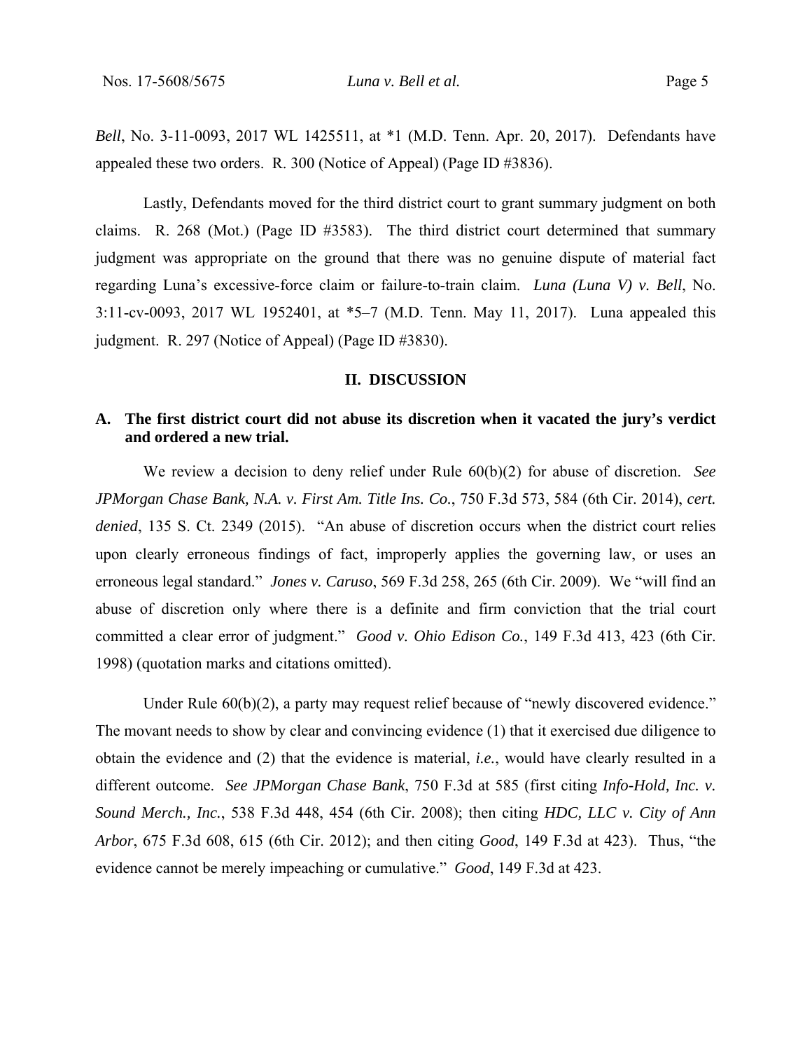*Bell*, No. 3-11-0093, 2017 WL 1425511, at *1 (M.D. Tenn. Apr. 20, 2017). Defendants have appealed these two orders. R. 300 (Notice of Appeal) (Page ID #3836).

Lastly, Defendants moved for the third district court to grant summary judgment on both claims. R. 268 (Mot.) (Page ID #3583). The third district court determined that summary judgment was appropriate on the ground that there was no genuine dispute of material fact regarding Luna's excessive-force claim or failure-to-train claim. *Luna (Luna V) v. Bell*, No. 3:11-cv-0093, 2017 WL 1952401, at *5–7 (M.D. Tenn. May 11, 2017). Luna appealed this judgment. R. 297 (Notice of Appeal) (Page ID #3830).

## II. DISCUSSION

### A. The first district court did not abuse its discretion when it vacated the jury's verdict and ordered a new trial.

We review a decision to deny relief under Rule 60(b)(2) for abuse of discretion. *See JPMorgan Chase Bank, N.A. v. First Am. Title Ins. Co.*, 750 F.3d 573, 584 (6th Cir. 2014), *cert. denied*, 135 S. Ct. 2349 (2015). "An abuse of discretion occurs when the district court relies upon clearly erroneous findings of fact, improperly applies the governing law, or uses an erroneous legal standard." *Jones v. Caruso*, 569 F.3d 258, 265 (6th Cir. 2009). We "will find an abuse of discretion only where there is a definite and firm conviction that the trial court committed a clear error of judgment." *Good v. Ohio Edison Co.*, 149 F.3d 413, 423 (6th Cir. 1998) (quotation marks and citations omitted).

Under Rule 60(b)(2), a party may request relief because of "newly discovered evidence." The movant needs to show by clear and convincing evidence (1) that it exercised due diligence to obtain the evidence and (2) that the evidence is material, *i.e.*, would have clearly resulted in a different outcome. *See JPMorgan Chase Bank*, 750 F.3d at 585 (first citing *Info-Hold, Inc. v. Sound Merch., Inc.*, 538 F.3d 448, 454 (6th Cir. 2008); then citing *HDC, LLC v. City of Ann Arbor*, 675 F.3d 608, 615 (6th Cir. 2012); and then citing *Good*, 149 F.3d at 423). Thus, "the evidence cannot be merely impeaching or cumulative." *Good*, 149 F.3d at 423.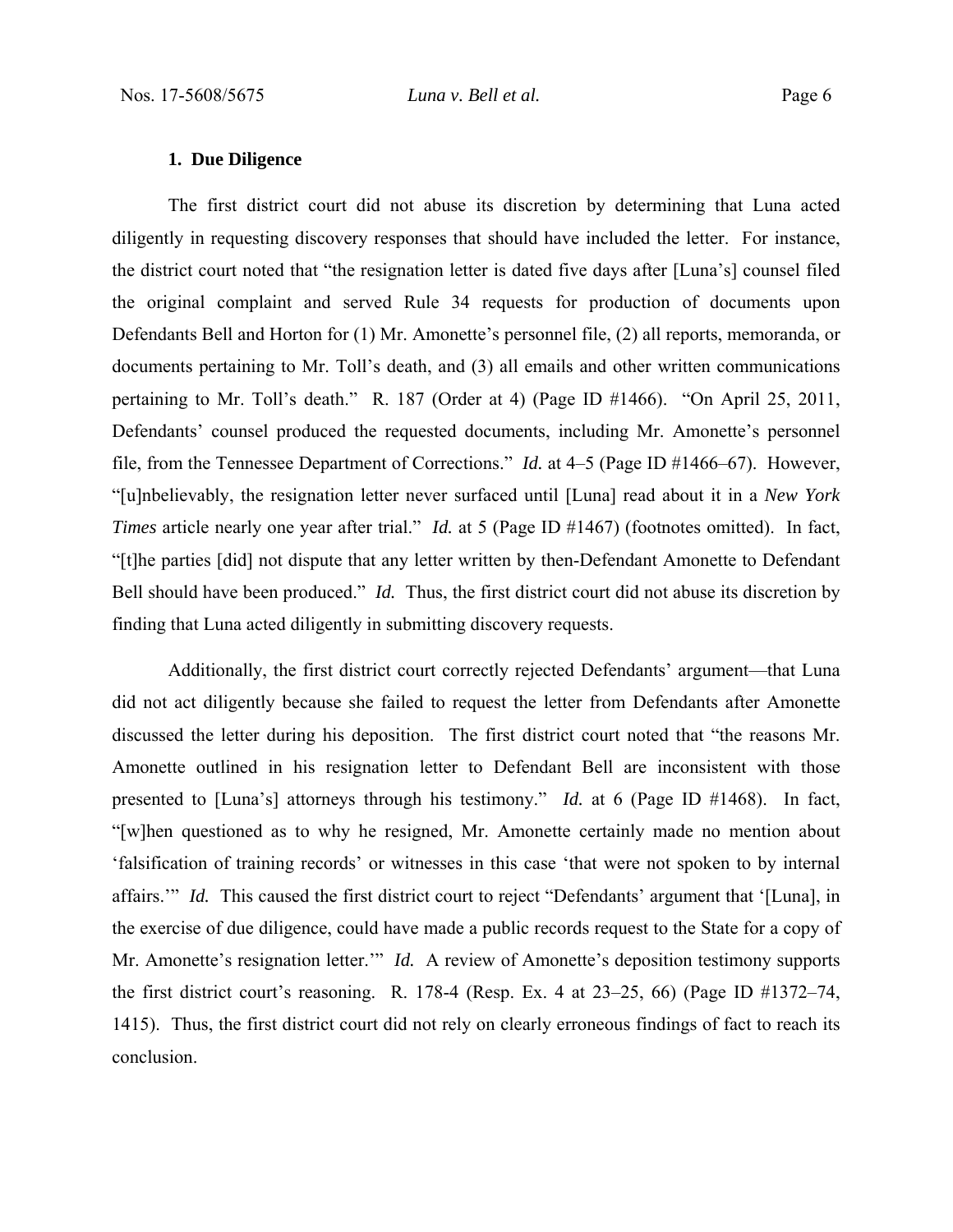### 1. Due Diligence

The first district court did not abuse its discretion by determining that Luna acted diligently in requesting discovery responses that should have included the letter. For instance, the district court noted that "the resignation letter is dated five days after [Luna's] counsel filed the original complaint and served Rule 34 requests for production of documents upon Defendants Bell and Horton for (1) Mr. Amonette's personnel file, (2) all reports, memoranda, or documents pertaining to Mr. Toll's death, and (3) all emails and other written communications pertaining to Mr. Toll's death." R. 187 (Order at 4) (Page ID #1466). "On April 25, 2011, Defendants' counsel produced the requested documents, including Mr. Amonette's personnel file, from the Tennessee Department of Corrections." *Id.* at 4–5 (Page ID #1466–67). However, "[u]nbelievably, the resignation letter never surfaced until [Luna] read about it in a *New York Times* article nearly one year after trial." *Id.* at 5 (Page ID #1467) (footnotes omitted). In fact, "[t]he parties [did] not dispute that any letter written by then-Defendant Amonette to Defendant Bell should have been produced." *Id.* Thus, the first district court did not abuse its discretion by finding that Luna acted diligently in submitting discovery requests.

Additionally, the first district court correctly rejected Defendants' argument—that Luna did not act diligently because she failed to request the letter from Defendants after Amonette discussed the letter during his deposition. The first district court noted that "the reasons Mr. Amonette outlined in his resignation letter to Defendant Bell are inconsistent with those presented to [Luna's] attorneys through his testimony." *Id.* at 6 (Page ID #1468). In fact, "[w]hen questioned as to why he resigned, Mr. Amonette certainly made no mention about 'falsification of training records' or witnesses in this case 'that were not spoken to by internal affairs.'" *Id.* This caused the first district court to reject "Defendants' argument that '[Luna], in the exercise of due diligence, could have made a public records request to the State for a copy of Mr. Amonette's resignation letter.'" *Id.* A review of Amonette's deposition testimony supports the first district court's reasoning. R. 178-4 (Resp. Ex. 4 at 23–25, 66) (Page ID #1372–74, 1415). Thus, the first district court did not rely on clearly erroneous findings of fact to reach its conclusion.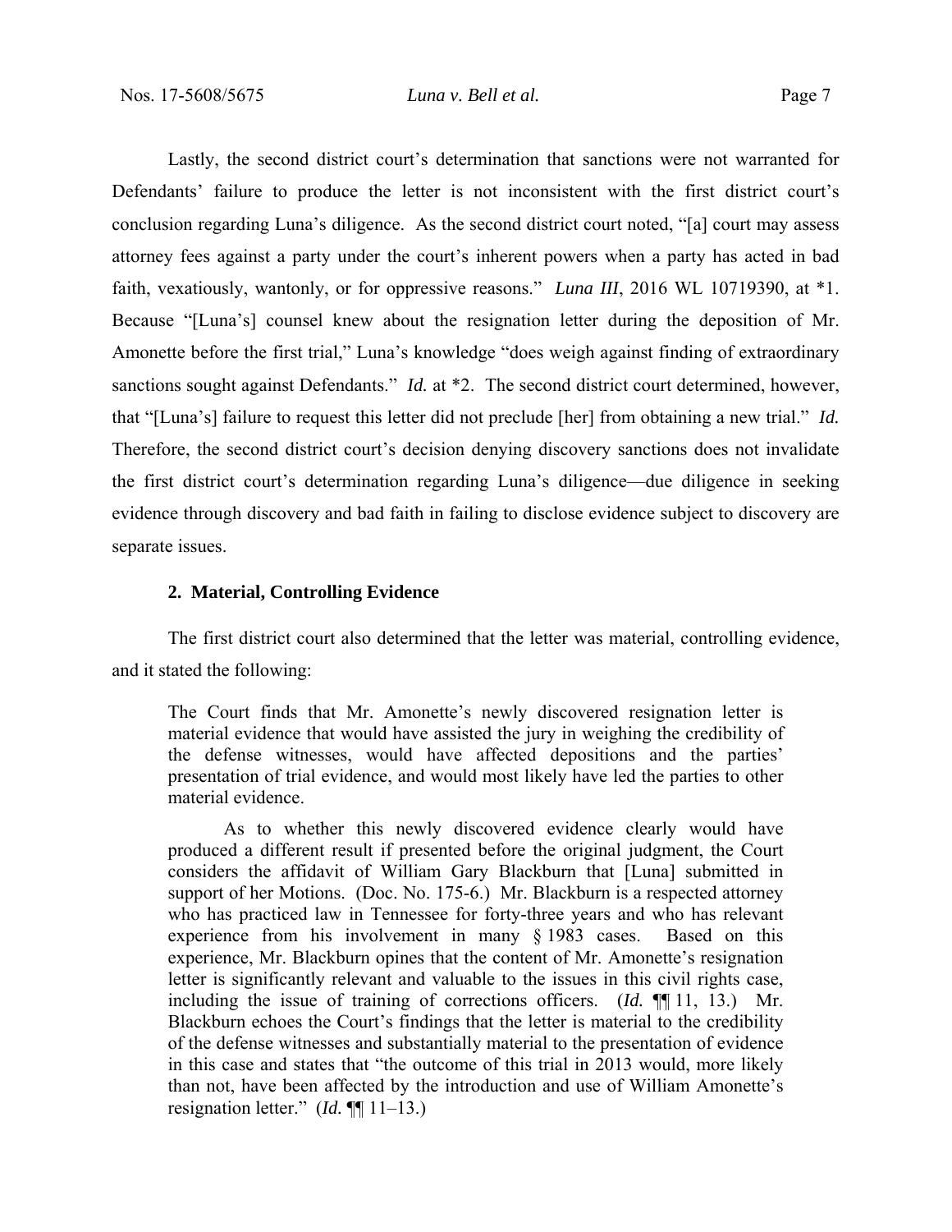Lastly, the second district court's determination that sanctions were not warranted for Defendants' failure to produce the letter is not inconsistent with the first district court's conclusion regarding Luna's diligence. As the second district court noted, "[a] court may assess attorney fees against a party under the court's inherent powers when a party has acted in bad faith, vexatiously, wantonly, or for oppressive reasons." *Luna III*, 2016 WL 10719390, at *1. Because "[Luna's] counsel knew about the resignation letter during the deposition of Mr. Amonette before the first trial," Luna's knowledge "does weigh against finding of extraordinary sanctions sought against Defendants." *Id.* at *2. The second district court determined, however, that "[Luna's] failure to request this letter did not preclude [her] from obtaining a new trial." *Id.* Therefore, the second district court's decision denying discovery sanctions does not invalidate the first district court's determination regarding Luna's diligence—due diligence in seeking evidence through discovery and bad faith in failing to disclose evidence subject to discovery are separate issues.

### 2. Material, Controlling Evidence

The first district court also determined that the letter was material, controlling evidence, and it stated the following:

> The Court finds that Mr. Amonette's newly discovered resignation letter is material evidence that would have assisted the jury in weighing the credibility of the defense witnesses, would have affected depositions and the parties' presentation of trial evidence, and would most likely have led the parties to other material evidence.
>
> As to whether this newly discovered evidence clearly would have produced a different result if presented before the original judgment, the Court considers the affidavit of William Gary Blackburn that [Luna] submitted in support of her Motions. (Doc. No. 175-6.) Mr. Blackburn is a respected attorney who has practiced law in Tennessee for forty-three years and who has relevant experience from his involvement in many § 1983 cases. Based on this experience, Mr. Blackburn opines that the content of Mr. Amonette's resignation letter is significantly relevant and valuable to the issues in this civil rights case, including the issue of training of corrections officers. (*Id.* ¶¶ 11, 13.) Mr. Blackburn echoes the Court's findings that the letter is material to the credibility of the defense witnesses and substantially material to the presentation of evidence in this case and states that "the outcome of this trial in 2013 would, more likely than not, have been affected by the introduction and use of William Amonette's resignation letter." (*Id.* ¶¶ 11–13.)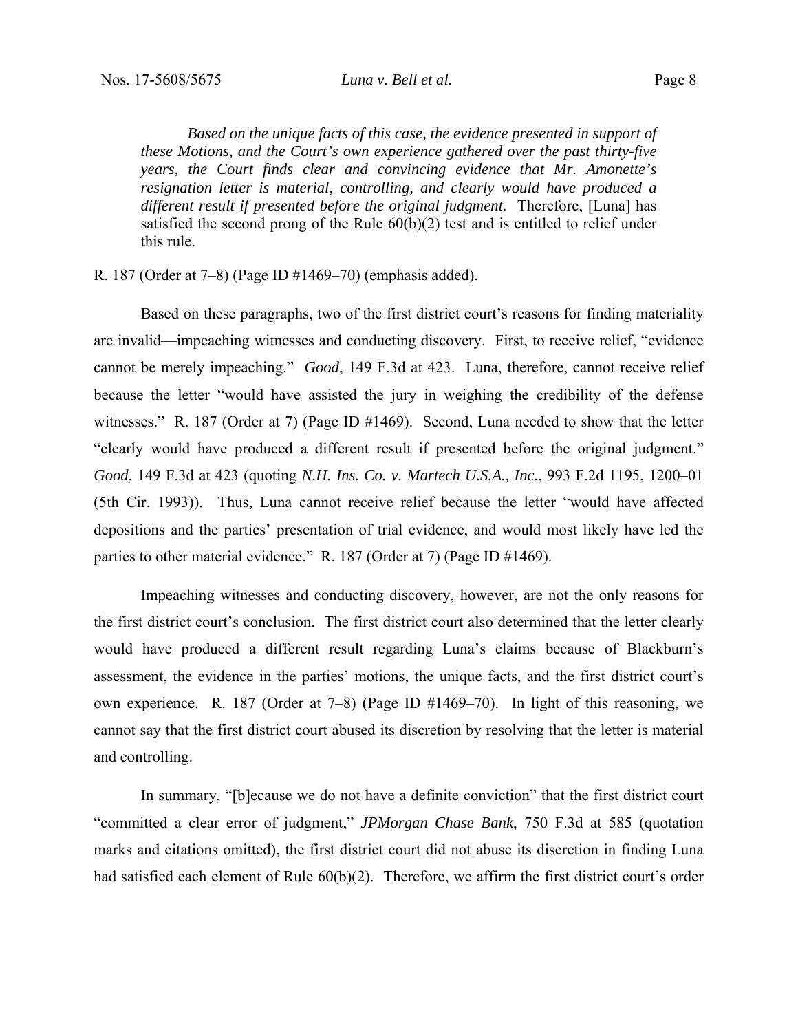> *Based on the unique facts of this case, the evidence presented in support of these Motions, and the Court's own experience gathered over the past thirty-five years, the Court finds clear and convincing evidence that Mr. Amonette's resignation letter is material, controlling, and clearly would have produced a different result if presented before the original judgment.* Therefore, [Luna] has satisfied the second prong of the Rule 60(b)(2) test and is entitled to relief under this rule.

R. 187 (Order at 7–8) (Page ID #1469–70) (emphasis added).

Based on these paragraphs, two of the first district court's reasons for finding materiality are invalid—impeaching witnesses and conducting discovery. First, to receive relief, "evidence cannot be merely impeaching." *Good*, 149 F.3d at 423. Luna, therefore, cannot receive relief because the letter "would have assisted the jury in weighing the credibility of the defense witnesses." R. 187 (Order at 7) (Page ID #1469). Second, Luna needed to show that the letter "clearly would have produced a different result if presented before the original judgment." *Good*, 149 F.3d at 423 (quoting *N.H. Ins. Co. v. Martech U.S.A., Inc.*, 993 F.2d 1195, 1200–01 (5th Cir. 1993)). Thus, Luna cannot receive relief because the letter "would have affected depositions and the parties' presentation of trial evidence, and would most likely have led the parties to other material evidence." R. 187 (Order at 7) (Page ID #1469).

Impeaching witnesses and conducting discovery, however, are not the only reasons for the first district court's conclusion. The first district court also determined that the letter clearly would have produced a different result regarding Luna's claims because of Blackburn's assessment, the evidence in the parties' motions, the unique facts, and the first district court's own experience. R. 187 (Order at 7–8) (Page ID #1469–70). In light of this reasoning, we cannot say that the first district court abused its discretion by resolving that the letter is material and controlling.

In summary, "[b]ecause we do not have a definite conviction" that the first district court "committed a clear error of judgment," *JPMorgan Chase Bank*, 750 F.3d at 585 (quotation marks and citations omitted), the first district court did not abuse its discretion in finding Luna had satisfied each element of Rule 60(b)(2). Therefore, we affirm the first district court's order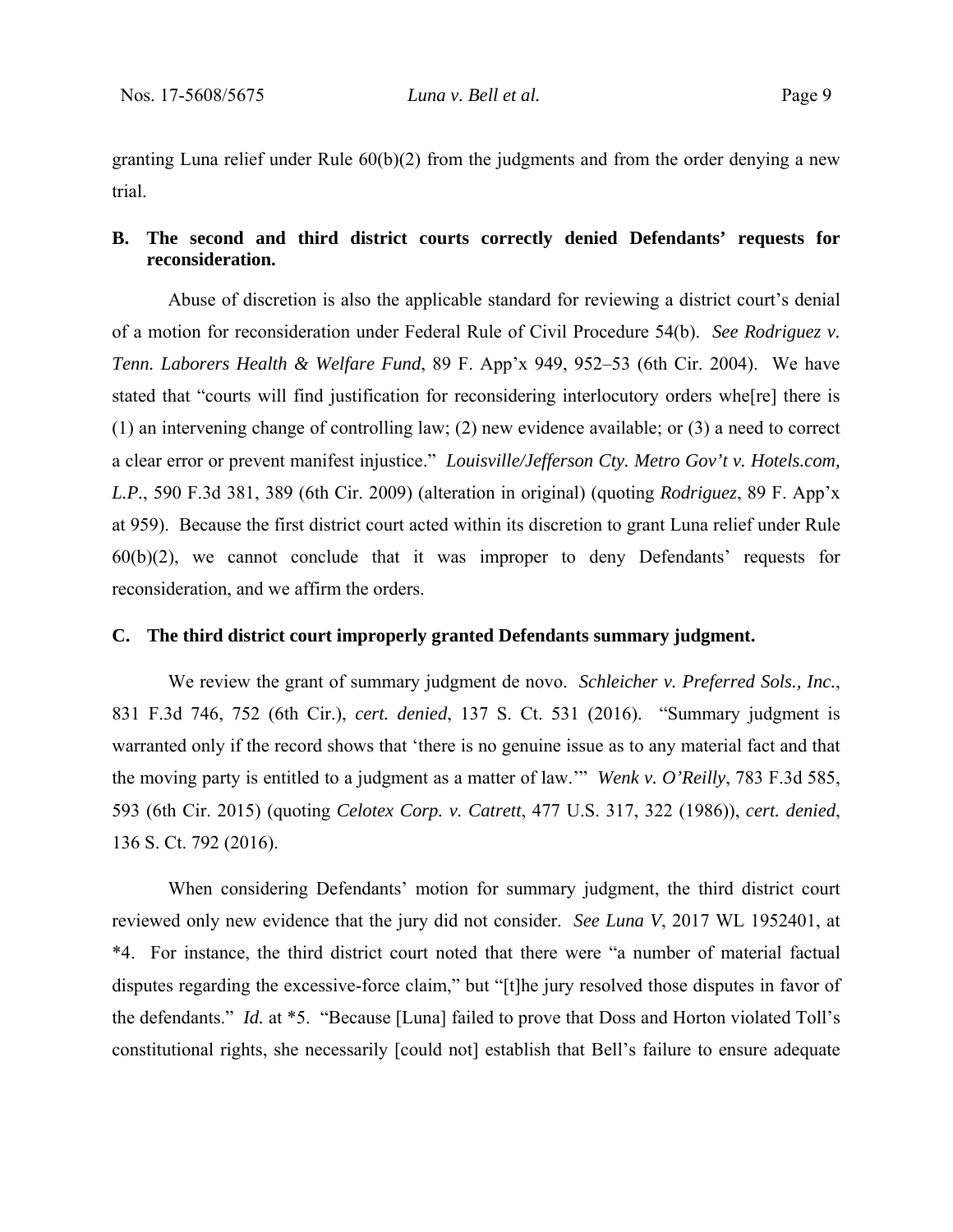granting Luna relief under Rule 60(b)(2) from the judgments and from the order denying a new trial.

### B. The second and third district courts correctly denied Defendants' requests for reconsideration.

Abuse of discretion is also the applicable standard for reviewing a district court's denial of a motion for reconsideration under Federal Rule of Civil Procedure 54(b). *See Rodriguez v. Tenn. Laborers Health & Welfare Fund*, 89 F. App'x 949, 952–53 (6th Cir. 2004). We have stated that "courts will find justification for reconsidering interlocutory orders whe[re] there is (1) an intervening change of controlling law; (2) new evidence available; or (3) a need to correct a clear error or prevent manifest injustice." *Louisville/Jefferson Cty. Metro Gov't v. Hotels.com, L.P.*, 590 F.3d 381, 389 (6th Cir. 2009) (alteration in original) (quoting *Rodriguez*, 89 F. App'x at 959). Because the first district court acted within its discretion to grant Luna relief under Rule 60(b)(2), we cannot conclude that it was improper to deny Defendants' requests for reconsideration, and we affirm the orders.

### C. The third district court improperly granted Defendants summary judgment.

We review the grant of summary judgment de novo. *Schleicher v. Preferred Sols., Inc.*, 831 F.3d 746, 752 (6th Cir.), *cert. denied*, 137 S. Ct. 531 (2016). "Summary judgment is warranted only if the record shows that 'there is no genuine issue as to any material fact and that the moving party is entitled to a judgment as a matter of law.'" *Wenk v. O'Reilly*, 783 F.3d 585, 593 (6th Cir. 2015) (quoting *Celotex Corp. v. Catrett*, 477 U.S. 317, 322 (1986)), *cert. denied*, 136 S. Ct. 792 (2016).

When considering Defendants' motion for summary judgment, the third district court reviewed only new evidence that the jury did not consider. *See Luna V*, 2017 WL 1952401, at \*4. For instance, the third district court noted that there were "a number of material factual disputes regarding the excessive-force claim," but "[t]he jury resolved those disputes in favor of the defendants." *Id.* at \*5. "Because [Luna] failed to prove that Doss and Horton violated Toll's constitutional rights, she necessarily [could not] establish that Bell's failure to ensure adequate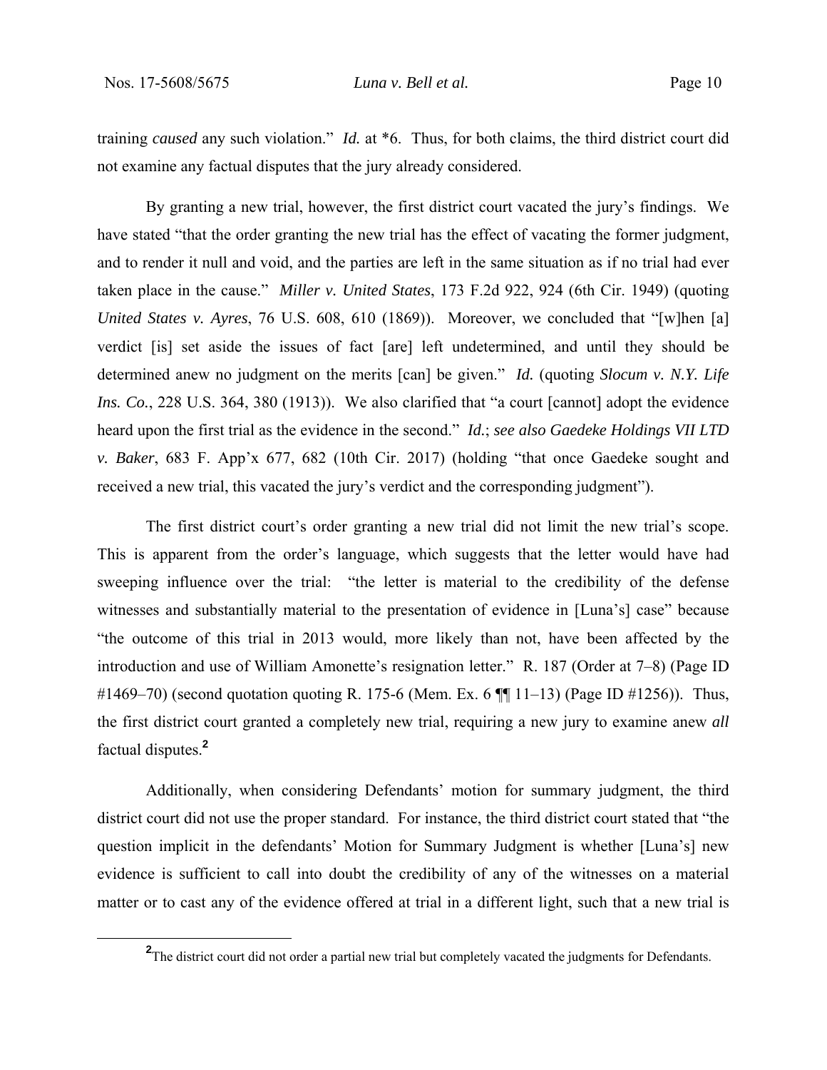training *caused* any such violation." *Id.* at *6. Thus, for both claims, the third district court did not examine any factual disputes that the jury already considered.

By granting a new trial, however, the first district court vacated the jury's findings. We have stated "that the order granting the new trial has the effect of vacating the former judgment, and to render it null and void, and the parties are left in the same situation as if no trial had ever taken place in the cause." *Miller v. United States*, 173 F.2d 922, 924 (6th Cir. 1949) (quoting *United States v. Ayres*, 76 U.S. 608, 610 (1869)). Moreover, we concluded that "[w]hen [a] verdict [is] set aside the issues of fact [are] left undetermined, and until they should be determined anew no judgment on the merits [can] be given." *Id.* (quoting *Slocum v. N.Y. Life Ins. Co.*, 228 U.S. 364, 380 (1913)). We also clarified that "a court [cannot] adopt the evidence heard upon the first trial as the evidence in the second." *Id.*; *see also Gaedeke Holdings VII LTD v. Baker*, 683 F. App'x 677, 682 (10th Cir. 2017) (holding "that once Gaedeke sought and received a new trial, this vacated the jury's verdict and the corresponding judgment").

The first district court's order granting a new trial did not limit the new trial's scope. This is apparent from the order's language, which suggests that the letter would have had sweeping influence over the trial: "the letter is material to the credibility of the defense witnesses and substantially material to the presentation of evidence in [Luna's] case" because "the outcome of this trial in 2013 would, more likely than not, have been affected by the introduction and use of William Amonette's resignation letter." R. 187 (Order at 7–8) (Page ID #1469–70) (second quotation quoting R. 175-6 (Mem. Ex. 6 ¶¶ 11–13) (Page ID #1256)). Thus, the first district court granted a completely new trial, requiring a new jury to examine anew *all* factual disputes.[2]

Additionally, when considering Defendants' motion for summary judgment, the third district court did not use the proper standard. For instance, the third district court stated that "the question implicit in the defendants' Motion for Summary Judgment is whether [Luna's] new evidence is sufficient to call into doubt the credibility of any of the witnesses on a material matter or to cast any of the evidence offered at trial in a different light, such that a new trial is

[2] The district court did not order a partial new trial but completely vacated the judgments for Defendants.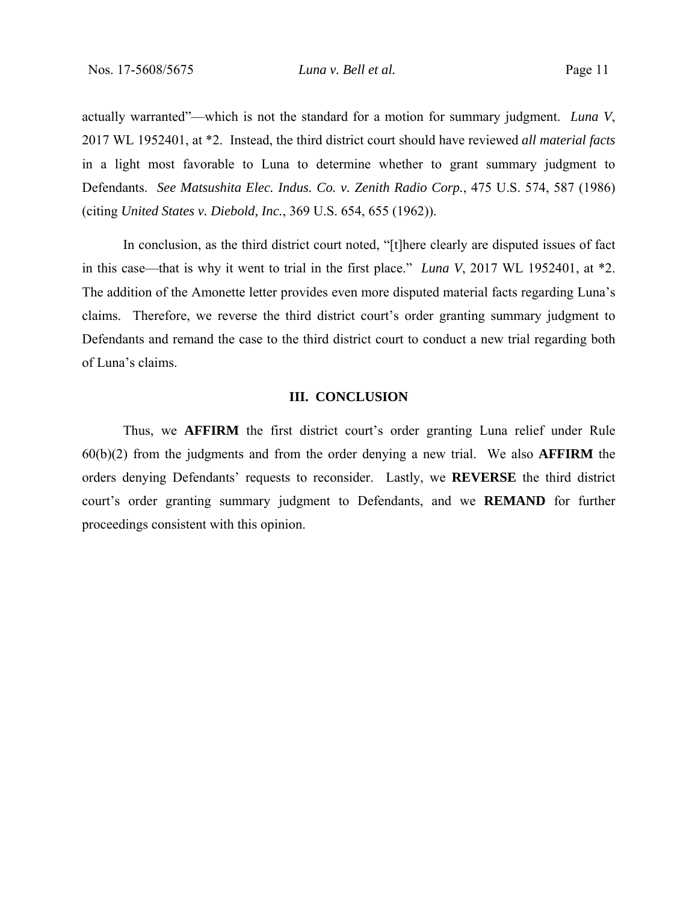actually warranted"—which is not the standard for a motion for summary judgment. *Luna V*, 2017 WL 1952401, at *2. Instead, the third district court should have reviewed *all material facts* in a light most favorable to Luna to determine whether to grant summary judgment to Defendants. *See Matsushita Elec. Indus. Co. v. Zenith Radio Corp.*, 475 U.S. 574, 587 (1986) (citing *United States v. Diebold, Inc.*, 369 U.S. 654, 655 (1962)).

In conclusion, as the third district court noted, "[t]here clearly are disputed issues of fact in this case—that is why it went to trial in the first place." *Luna V*, 2017 WL 1952401, at *2. The addition of the Amonette letter provides even more disputed material facts regarding Luna's claims. Therefore, we reverse the third district court's order granting summary judgment to Defendants and remand the case to the third district court to conduct a new trial regarding both of Luna's claims.

## III. CONCLUSION

Thus, we **AFFIRM** the first district court's order granting Luna relief under Rule 60(b)(2) from the judgments and from the order denying a new trial. We also **AFFIRM** the orders denying Defendants' requests to reconsider. Lastly, we **REVERSE** the third district court's order granting summary judgment to Defendants, and we **REMAND** for further proceedings consistent with this opinion.